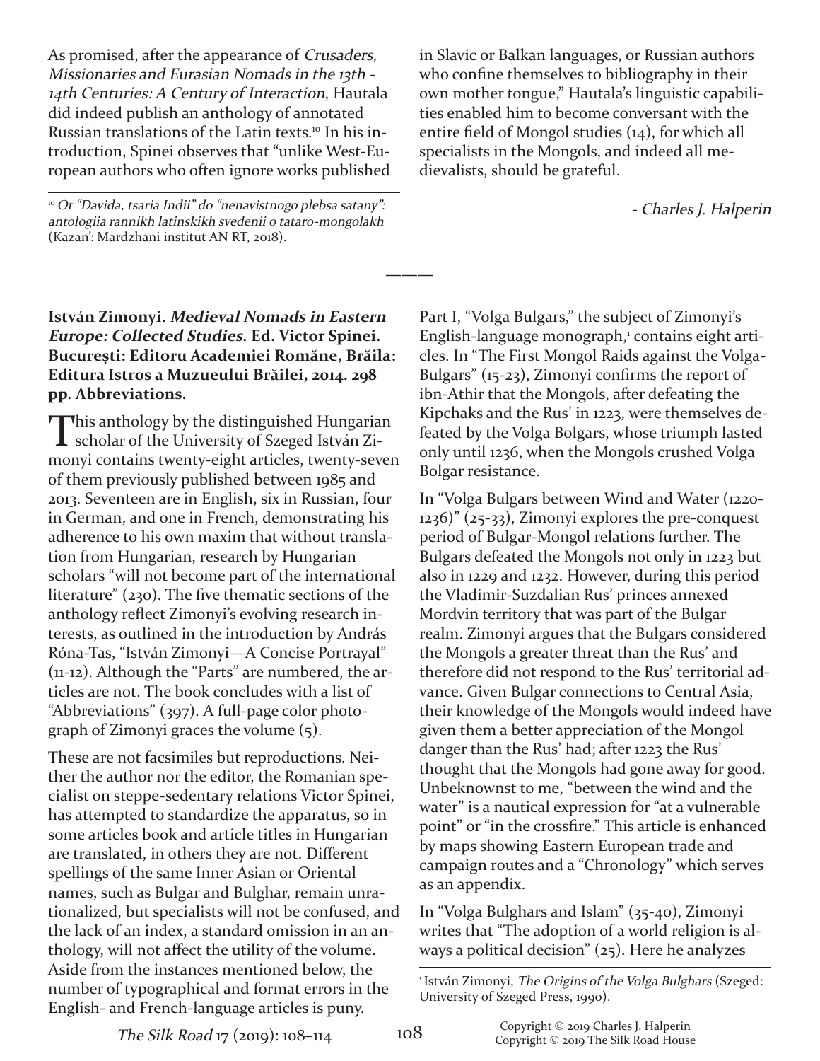As promised, after the appearance of *Crusaders, Missionaries and Eurasian Nomads in the 13th - 14th Centuries: A Century of Interaction*, Hautala did indeed publish an anthology of annotated Russian translations of the Latin texts.[10] In his introduction, Spinei observes that "unlike West-European authors who often ignore works published in Slavic or Balkan languages, or Russian authors who confine themselves to bibliography in their own mother tongue," Hautala's linguistic capabilities enabled him to become conversant with the entire field of Mongol studies (14), for which all specialists in the Mongols, and indeed all medievalists, should be grateful.

*- Charles J. Halperin*

[10] *Ot "Davida, tsaria Indii" do "nenavistnogo plebsa satany": antologiia rannikh latinskikh svedenii o tataro-mongolakh* (Kazan': Mardzhani institut AN RT, 2018).

———

**István Zimonyi. *Medieval Nomads in Eastern Europe: Collected Studies.* Ed. Victor Spinei. București: Editoru Academiei Română, Brăila: Editura Istros a Muzueului Brăilei, 2014. 298 pp. Abbreviations.**

This anthology by the distinguished Hungarian scholar of the University of Szeged István Zimonyi contains twenty-eight articles, twenty-seven of them previously published between 1985 and 2013. Seventeen are in English, six in Russian, four in German, and one in French, demonstrating his adherence to his own maxim that without translation from Hungarian, research by Hungarian scholars "will not become part of the international literature" (230). The five thematic sections of the anthology reflect Zimonyi's evolving research interests, as outlined in the introduction by András Róna-Tas, "István Zimonyi—A Concise Portrayal" (11-12). Although the "Parts" are numbered, the articles are not. The book concludes with a list of "Abbreviations" (397). A full-page color photograph of Zimonyi graces the volume (5).

These are not facsimiles but reproductions. Neither the author nor the editor, the Romanian specialist on steppe-sedentary relations Victor Spinei, has attempted to standardize the apparatus, so in some articles book and article titles in Hungarian are translated, in others they are not. Different spellings of the same Inner Asian or Oriental names, such as Bulgar and Bulghar, remain unrationalized, but specialists will not be confused, and the lack of an index, a standard omission in an anthology, will not affect the utility of the volume. Aside from the instances mentioned below, the number of typographical and format errors in the English- and French-language articles is puny.

Part I, "Volga Bulgars," the subject of Zimonyi's English-language monograph,[1] contains eight articles. In "The First Mongol Raids against the Volga-Bulgars" (15-23), Zimonyi confirms the report of ibn-Athir that the Mongols, after defeating the Kipchaks and the Rus' in 1223, were themselves defeated by the Volga Bolgars, whose triumph lasted only until 1236, when the Mongols crushed Volga Bolgar resistance.

In "Volga Bulgars between Wind and Water (1220-1236)" (25-33), Zimonyi explores the pre-conquest period of Bulgar-Mongol relations further. The Bulgars defeated the Mongols not only in 1223 but also in 1229 and 1232. However, during this period the Vladimir-Suzdalian Rus' princes annexed Mordvin territory that was part of the Bulgar realm. Zimonyi argues that the Bulgars considered the Mongols a greater threat than the Rus' and therefore did not respond to the Rus' territorial advance. Given Bulgar connections to Central Asia, their knowledge of the Mongols would indeed have given them a better appreciation of the Mongol danger than the Rus' had; after 1223 the Rus' thought that the Mongols had gone away for good. Unbeknownst to me, "between the wind and the water" is a nautical expression for "at a vulnerable point" or "in the crossfire." This article is enhanced by maps showing Eastern European trade and campaign routes and a "Chronology" which serves as an appendix.

In "Volga Bulghars and Islam" (35-40), Zimonyi writes that "The adoption of a world religion is always a political decision" (25). Here he analyzes

[1] István Zimonyi, *The Origins of the Volga Bulghars* (Szeged: University of Szeged Press, 1990).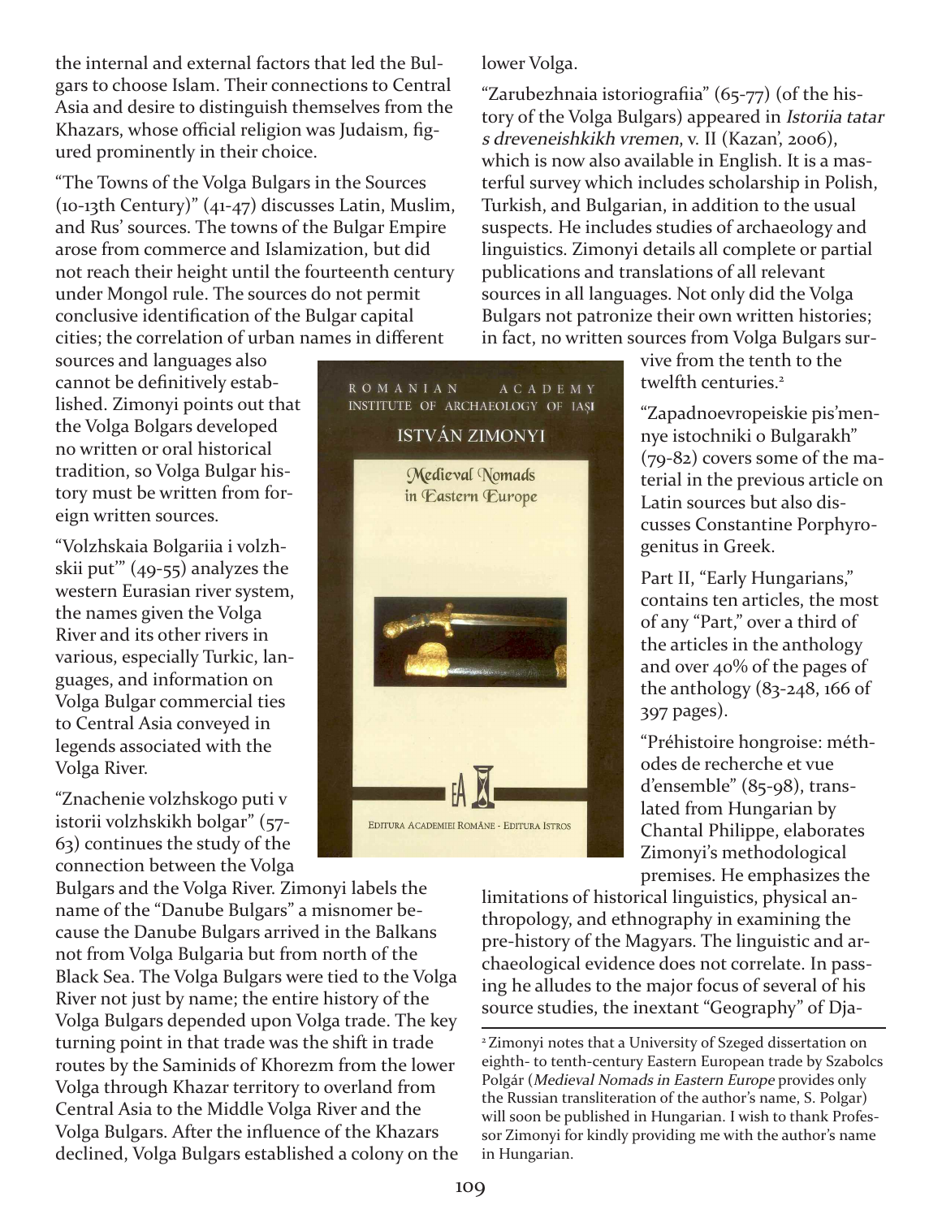the internal and external factors that led the Bulgars to choose Islam. Their connections to Central Asia and desire to distinguish themselves from the Khazars, whose official religion was Judaism, figured prominently in their choice.

"The Towns of the Volga Bulgars in the Sources (10-13th Century)" (41-47) discusses Latin, Muslim, and Rus' sources. The towns of the Bulgar Empire arose from commerce and Islamization, but did not reach their height until the fourteenth century under Mongol rule. The sources do not permit conclusive identification of the Bulgar capital cities; the correlation of urban names in different sources and languages also cannot be definitively established. Zimonyi points out that the Volga Bolgars developed no written or oral historical tradition, so Volga Bulgar history must be written from foreign written sources.

"Volzhskaia Bolgariia i volzhskii put'" (49-55) analyzes the western Eurasian river system, the names given the Volga River and its other rivers in various, especially Turkic, languages, and information on Volga Bulgar commercial ties to Central Asia conveyed in legends associated with the Volga River.

"Znachenie volzhskogo puti v istorii volzhskikh bolgar" (57-63) continues the study of the connection between the Volga Bulgars and the Volga River. Zimonyi labels the name of the "Danube Bulgars" a misnomer because the Danube Bulgars arrived in the Balkans not from Volga Bulgaria but from north of the Black Sea. The Volga Bulgars were tied to the Volga River not just by name; the entire history of the Volga Bulgars depended upon Volga trade. The key turning point in that trade was the shift in trade routes by the Saminids of Khorezm from the lower Volga through Khazar territory to overland from Central Asia to the Middle Volga River and the Volga Bulgars. After the influence of the Khazars declined, Volga Bulgars established a colony on the lower Volga.

"Zarubezhnaia istoriografiia" (65-77) (of the history of the Volga Bulgars) appeared in *Istoriia tatar s dreveneishkikh vremen*, v. II (Kazan', 2006), which is now also available in English. It is a masterful survey which includes scholarship in Polish, Turkish, and Bulgarian, in addition to the usual suspects. He includes studies of archaeology and linguistics. Zimonyi details all complete or partial publications and translations of all relevant sources in all languages. Not only did the Volga Bulgars not patronize their own written histories; in fact, no written sources from Volga Bulgars survive from the tenth to the twelfth centuries.[2]

"Zapadnoevropeiskie pis'mennye istochniki o Bulgarakh" (79-82) covers some of the material in the previous article on Latin sources but also discusses Constantine Porphyrogenitus in Greek.

Part II, "Early Hungarians," contains ten articles, the most of any "Part," over a third of the articles in the anthology and over 40% of the pages of the anthology (83-248, 166 of 397 pages).

"Préhistoire hongroise: méthodes de recherche et vue d'ensemble" (85-98), translated from Hungarian by Chantal Philippe, elaborates Zimonyi's methodological premises. He emphasizes the limitations of historical linguistics, physical anthropology, and ethnography in examining the pre-history of the Magyars. The linguistic and archaeological evidence does not correlate. In passing he alludes to the major focus of several of his source studies, the inextant "Geography" of Dja-

[2] Zimonyi notes that a University of Szeged dissertation on eighth- to tenth-century Eastern European trade by Szabolcs Polgár (*Medieval Nomads in Eastern Europe* provides only the Russian transliteration of the author's name, S. Polgar) will soon be published in Hungarian. I wish to thank Professor Zimonyi for kindly providing me with the author's name in Hungarian.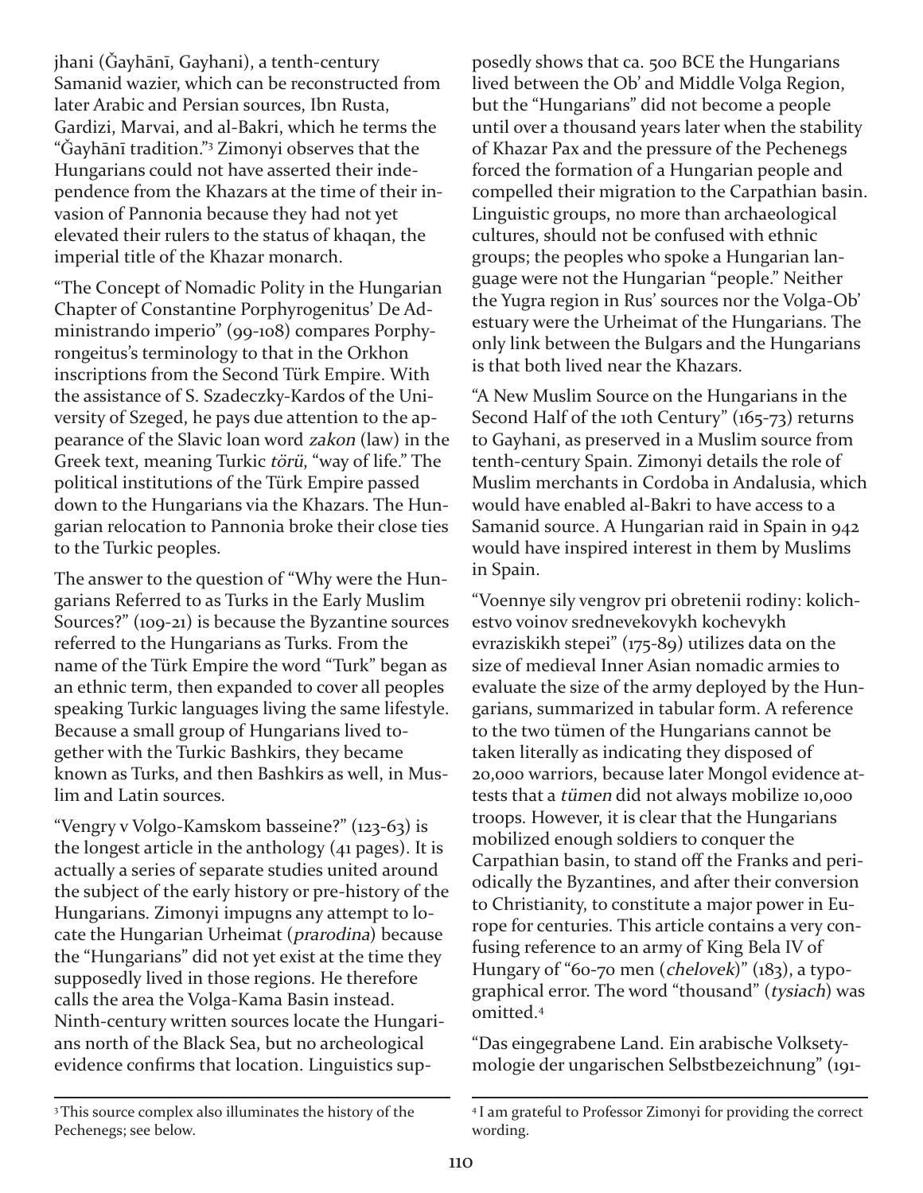jhani (Ǧayhānī, Gayhani), a tenth-century Samanid wazier, which can be reconstructed from later Arabic and Persian sources, Ibn Rusta, Gardizi, Marvai, and al-Bakri, which he terms the "Ǧayhānī tradition."[3] Zimonyi observes that the Hungarians could not have asserted their independence from the Khazars at the time of their invasion of Pannonia because they had not yet elevated their rulers to the status of khaqan, the imperial title of the Khazar monarch.

"The Concept of Nomadic Polity in the Hungarian Chapter of Constantine Porphyrogenitus' De Administrando imperio" (99-108) compares Porphyrongeitus's terminology to that in the Orkhon inscriptions from the Second Türk Empire. With the assistance of S. Szadeczky-Kardos of the University of Szeged, he pays due attention to the appearance of the Slavic loan word *zakon* (law) in the Greek text, meaning Turkic *törü*, "way of life." The political institutions of the Türk Empire passed down to the Hungarians via the Khazars. The Hungarian relocation to Pannonia broke their close ties to the Turkic peoples.

The answer to the question of "Why were the Hungarians Referred to as Turks in the Early Muslim Sources?" (109-21) is because the Byzantine sources referred to the Hungarians as Turks. From the name of the Türk Empire the word "Turk" began as an ethnic term, then expanded to cover all peoples speaking Turkic languages living the same lifestyle. Because a small group of Hungarians lived together with the Turkic Bashkirs, they became known as Turks, and then Bashkirs as well, in Muslim and Latin sources.

"Vengry v Volgo-Kamskom basseine?" (123-63) is the longest article in the anthology (41 pages). It is actually a series of separate studies united around the subject of the early history or pre-history of the Hungarians. Zimonyi impugns any attempt to locate the Hungarian Urheimat (*prarodina*) because the "Hungarians" did not yet exist at the time they supposedly lived in those regions. He therefore calls the area the Volga-Kama Basin instead. Ninth-century written sources locate the Hungarians north of the Black Sea, but no archeological evidence confirms that location. Linguistics supposedly shows that ca. 500 BCE the Hungarians lived between the Ob' and Middle Volga Region, but the "Hungarians" did not become a people until over a thousand years later when the stability of Khazar Pax and the pressure of the Pechenegs forced the formation of a Hungarian people and compelled their migration to the Carpathian basin. Linguistic groups, no more than archaeological cultures, should not be confused with ethnic groups; the peoples who spoke a Hungarian language were not the Hungarian "people." Neither the Yugra region in Rus' sources nor the Volga-Ob' estuary were the Urheimat of the Hungarians. The only link between the Bulgars and the Hungarians is that both lived near the Khazars.

"A New Muslim Source on the Hungarians in the Second Half of the 10th Century" (165-73) returns to Gayhani, as preserved in a Muslim source from tenth-century Spain. Zimonyi details the role of Muslim merchants in Cordoba in Andalusia, which would have enabled al-Bakri to have access to a Samanid source. A Hungarian raid in Spain in 942 would have inspired interest in them by Muslims in Spain.

"Voennye sily vengrov pri obretenii rodiny: kolichestvo voinov srednevekovykh kochevykh evraziskikh stepei" (175-89) utilizes data on the size of medieval Inner Asian nomadic armies to evaluate the size of the army deployed by the Hungarians, summarized in tabular form. A reference to the two tümen of the Hungarians cannot be taken literally as indicating they disposed of 20,000 warriors, because later Mongol evidence attests that a *tümen* did not always mobilize 10,000 troops. However, it is clear that the Hungarians mobilized enough soldiers to conquer the Carpathian basin, to stand off the Franks and periodically the Byzantines, and after their conversion to Christianity, to constitute a major power in Europe for centuries. This article contains a very confusing reference to an army of King Bela IV of Hungary of "60-70 men (*chelovek*)" (183), a typographical error. The word "thousand" (*tysiach*) was omitted.[4]

"Das eingegrabene Land. Ein arabische Volksetymologie der ungarischen Selbstbezeichnung" (191-

---

[3] This source complex also illuminates the history of the Pechenegs; see below.

[4] I am grateful to Professor Zimonyi for providing the correct wording.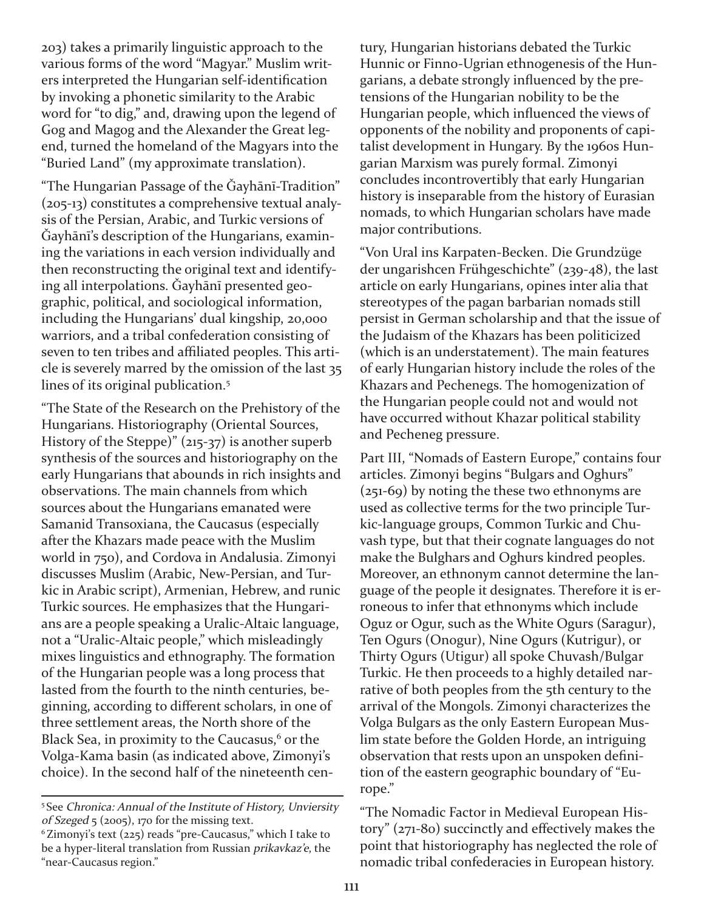203) takes a primarily linguistic approach to the various forms of the word "Magyar." Muslim writers interpreted the Hungarian self-identification by invoking a phonetic similarity to the Arabic word for "to dig," and, drawing upon the legend of Gog and Magog and the Alexander the Great legend, turned the homeland of the Magyars into the "Buried Land" (my approximate translation).

"The Hungarian Passage of the Ǧayhānī-Tradition" (205-13) constitutes a comprehensive textual analysis of the Persian, Arabic, and Turkic versions of Ǧayhānī's description of the Hungarians, examining the variations in each version individually and then reconstructing the original text and identifying all interpolations. Ǧayhānī presented geographic, political, and sociological information, including the Hungarians' dual kingship, 20,000 warriors, and a tribal confederation consisting of seven to ten tribes and affiliated peoples. This article is severely marred by the omission of the last 35 lines of its original publication.[5]

"The State of the Research on the Prehistory of the Hungarians. Historiography (Oriental Sources, History of the Steppe)" (215-37) is another superb synthesis of the sources and historiography on the early Hungarians that abounds in rich insights and observations. The main channels from which sources about the Hungarians emanated were Samanid Transoxiana, the Caucasus (especially after the Khazars made peace with the Muslim world in 750), and Cordova in Andalusia. Zimonyi discusses Muslim (Arabic, New-Persian, and Turkic in Arabic script), Armenian, Hebrew, and runic Turkic sources. He emphasizes that the Hungarians are a people speaking a Uralic-Altaic language, not a "Uralic-Altaic people," which misleadingly mixes linguistics and ethnography. The formation of the Hungarian people was a long process that lasted from the fourth to the ninth centuries, beginning, according to different scholars, in one of three settlement areas, the North shore of the Black Sea, in proximity to the Caucasus,[6] or the Volga-Kama basin (as indicated above, Zimonyi's choice). In the second half of the nineteenth century, Hungarian historians debated the Turkic Hunnic or Finno-Ugrian ethnogenesis of the Hungarians, a debate strongly influenced by the pretensions of the Hungarian nobility to be the Hungarian people, which influenced the views of opponents of the nobility and proponents of capitalist development in Hungary. By the 1960s Hungarian Marxism was purely formal. Zimonyi concludes incontrovertibly that early Hungarian history is inseparable from the history of Eurasian nomads, to which Hungarian scholars have made major contributions.

"Von Ural ins Karpaten-Becken. Die Grundzüge der ungarishcen Frühgeschichte" (239-48), the last article on early Hungarians, opines inter alia that stereotypes of the pagan barbarian nomads still persist in German scholarship and that the issue of the Judaism of the Khazars has been politicized (which is an understatement). The main features of early Hungarian history include the roles of the Khazars and Pechenegs. The homogenization of the Hungarian people could not and would not have occurred without Khazar political stability and Pecheneg pressure.

Part III, "Nomads of Eastern Europe," contains four articles. Zimonyi begins "Bulgars and Oghurs" (251-69) by noting the these two ethnonyms are used as collective terms for the two principle Turkic-language groups, Common Turkic and Chuvash type, but that their cognate languages do not make the Bulghars and Oghurs kindred peoples. Moreover, an ethnonym cannot determine the language of the people it designates. Therefore it is erroneous to infer that ethnonyms which include Oguz or Ogur, such as the White Ogurs (Saragur), Ten Ogurs (Onogur), Nine Ogurs (Kutrigur), or Thirty Ogurs (Utigur) all spoke Chuvash/Bulgar Turkic. He then proceeds to a highly detailed narrative of both peoples from the 5th century to the arrival of the Mongols. Zimonyi characterizes the Volga Bulgars as the only Eastern European Muslim state before the Golden Horde, an intriguing observation that rests upon an unspoken definition of the eastern geographic boundary of "Europe."

"The Nomadic Factor in Medieval European History" (271-80) succinctly and effectively makes the point that historiography has neglected the role of nomadic tribal confederacies in European history.

---

[5] See *Chronica: Annual of the Institute of History, Unviersity of Szeged* 5 (2005), 170 for the missing text.

[6] Zimonyi's text (225) reads "pre-Caucasus," which I take to be a hyper-literal translation from Russian *prikavkaz'e*, the "near-Caucasus region."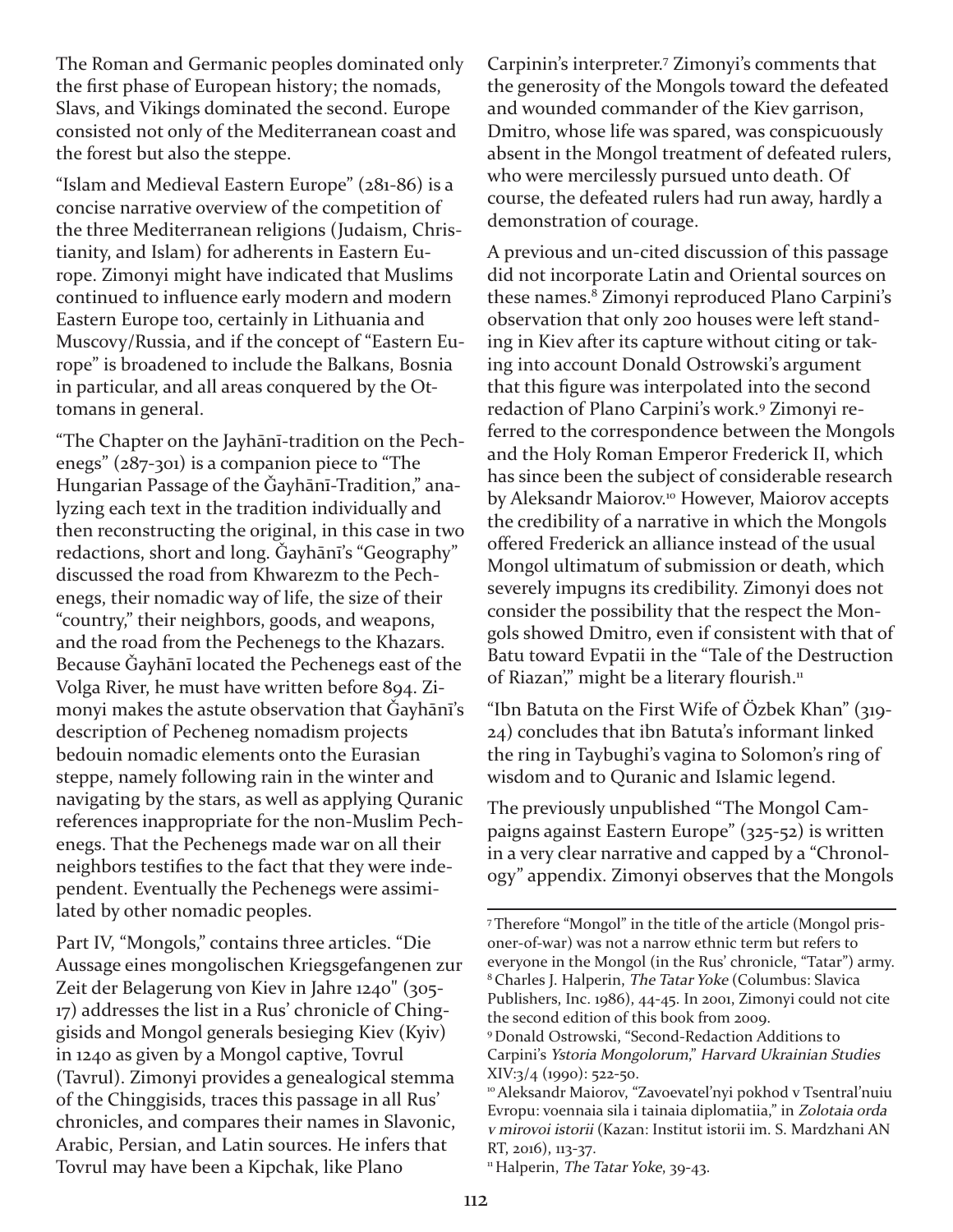The Roman and Germanic peoples dominated only the first phase of European history; the nomads, Slavs, and Vikings dominated the second. Europe consisted not only of the Mediterranean coast and the forest but also the steppe.

"Islam and Medieval Eastern Europe" (281-86) is a concise narrative overview of the competition of the three Mediterranean religions (Judaism, Christianity, and Islam) for adherents in Eastern Europe. Zimonyi might have indicated that Muslims continued to influence early modern and modern Eastern Europe too, certainly in Lithuania and Muscovy/Russia, and if the concept of "Eastern Europe" is broadened to include the Balkans, Bosnia in particular, and all areas conquered by the Ottomans in general.

"The Chapter on the Jayhānī-tradition on the Pechenegs" (287-301) is a companion piece to "The Hungarian Passage of the Ǧayhānī-Tradition," analyzing each text in the tradition individually and then reconstructing the original, in this case in two redactions, short and long. Ǧayhānī's "Geography" discussed the road from Khwarezm to the Pechenegs, their nomadic way of life, the size of their "country," their neighbors, goods, and weapons, and the road from the Pechenegs to the Khazars. Because Ǧayhānī located the Pechenegs east of the Volga River, he must have written before 894. Zimonyi makes the astute observation that Ǧayhānī's description of Pecheneg nomadism projects bedouin nomadic elements onto the Eurasian steppe, namely following rain in the winter and navigating by the stars, as well as applying Quranic references inappropriate for the non-Muslim Pechenegs. That the Pechenegs made war on all their neighbors testifies to the fact that they were independent. Eventually the Pechenegs were assimilated by other nomadic peoples.

Part IV, "Mongols," contains three articles. "Die Aussage eines mongolischen Kriegsgefangenen zur Zeit der Belagerung von Kiev in Jahre 1240" (305-17) addresses the list in a Rus' chronicle of Chinggisids and Mongol generals besieging Kiev (Kyiv) in 1240 as given by a Mongol captive, Tovrul (Tavrul). Zimonyi provides a genealogical stemma of the Chinggisids, traces this passage in all Rus' chronicles, and compares their names in Slavonic, Arabic, Persian, and Latin sources. He infers that Tovrul may have been a Kipchak, like Plano Carpinin's interpreter.[7] Zimonyi's comments that the generosity of the Mongols toward the defeated and wounded commander of the Kiev garrison, Dmitro, whose life was spared, was conspicuously absent in the Mongol treatment of defeated rulers, who were mercilessly pursued unto death. Of course, the defeated rulers had run away, hardly a demonstration of courage.

A previous and un-cited discussion of this passage did not incorporate Latin and Oriental sources on these names.[8] Zimonyi reproduced Plano Carpini's observation that only 200 houses were left standing in Kiev after its capture without citing or taking into account Donald Ostrowski's argument that this figure was interpolated into the second redaction of Plano Carpini's work.[9] Zimonyi referred to the correspondence between the Mongols and the Holy Roman Emperor Frederick II, which has since been the subject of considerable research by Aleksandr Maiorov.[10] However, Maiorov accepts the credibility of a narrative in which the Mongols offered Frederick an alliance instead of the usual Mongol ultimatum of submission or death, which severely impugns its credibility. Zimonyi does not consider the possibility that the respect the Mongols showed Dmitro, even if consistent with that of Batu toward Evpatii in the "Tale of the Destruction of Riazan'," might be a literary flourish.[11]

"Ibn Batuta on the First Wife of Özbek Khan" (319-24) concludes that ibn Batuta's informant linked the ring in Taybughi's vagina to Solomon's ring of wisdom and to Quranic and Islamic legend.

The previously unpublished "The Mongol Campaigns against Eastern Europe" (325-52) is written in a very clear narrative and capped by a "Chronology" appendix. Zimonyi observes that the Mongols

---

[7] Therefore "Mongol" in the title of the article (Mongol prisoner-of-war) was not a narrow ethnic term but refers to everyone in the Mongol (in the Rus' chronicle, "Tatar") army.

[8] Charles J. Halperin, *The Tatar Yoke* (Columbus: Slavica Publishers, Inc. 1986), 44-45. In 2001, Zimonyi could not cite the second edition of this book from 2009.

[9] Donald Ostrowski, "Second-Redaction Additions to Carpini's *Ystoria Mongolorum*," *Harvard Ukrainian Studies* XIV:3/4 (1990): 522-50.

[10] Aleksandr Maiorov, "Zavoevatel'nyi pokhod v Tsentral'nuiu Evropu: voennaia sila i tainaia diplomatiia," in *Zolotaia orda v mirovoi istorii* (Kazan: Institut istorii im. S. Mardzhani AN RT, 2016), 113-37.

[11] Halperin, *The Tatar Yoke*, 39-43.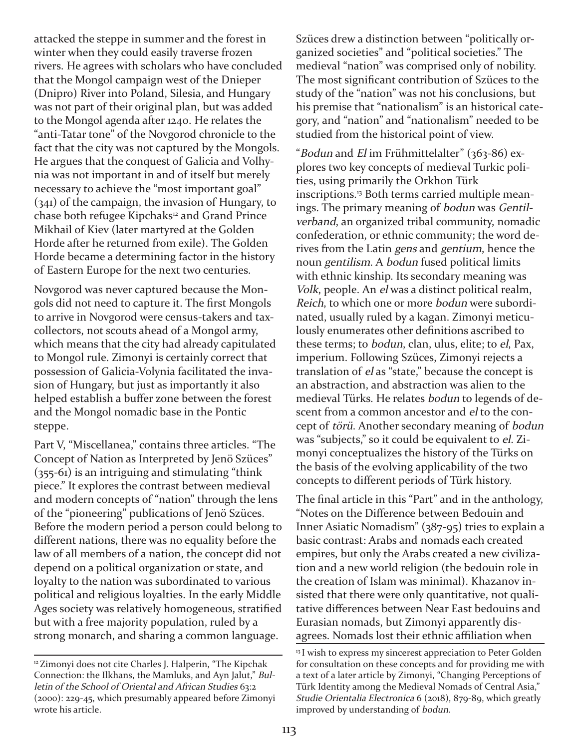attacked the steppe in summer and the forest in winter when they could easily traverse frozen rivers. He agrees with scholars who have concluded that the Mongol campaign west of the Dnieper (Dnipro) River into Poland, Silesia, and Hungary was not part of their original plan, but was added to the Mongol agenda after 1240. He relates the "anti-Tatar tone" of the Novgorod chronicle to the fact that the city was not captured by the Mongols. He argues that the conquest of Galicia and Volhynia was not important in and of itself but merely necessary to achieve the "most important goal" (341) of the campaign, the invasion of Hungary, to chase both refugee Kipchaks[12] and Grand Prince Mikhail of Kiev (later martyred at the Golden Horde after he returned from exile). The Golden Horde became a determining factor in the history of Eastern Europe for the next two centuries.

Novgorod was never captured because the Mongols did not need to capture it. The first Mongols to arrive in Novgorod were census-takers and tax-collectors, not scouts ahead of a Mongol army, which means that the city had already capitulated to Mongol rule. Zimonyi is certainly correct that possession of Galicia-Volynia facilitated the invasion of Hungary, but just as importantly it also helped establish a buffer zone between the forest and the Mongol nomadic base in the Pontic steppe.

Part V, "Miscellanea," contains three articles. "The Concept of Nation as Interpreted by Jenö Szüces" (355-61) is an intriguing and stimulating "think piece." It explores the contrast between medieval and modern concepts of "nation" through the lens of the "pioneering" publications of Jenö Szüces. Before the modern period a person could belong to different nations, there was no equality before the law of all members of a nation, the concept did not depend on a political organization or state, and loyalty to the nation was subordinated to various political and religious loyalties. In the early Middle Ages society was relatively homogeneous, stratified but with a free majority population, ruled by a strong monarch, and sharing a common language. Szüces drew a distinction between "politically organized societies" and "political societies." The medieval "nation" was comprised only of nobility. The most significant contribution of Szüces to the study of the "nation" was not his conclusions, but his premise that "nationalism" is an historical category, and "nation" and "nationalism" needed to be studied from the historical point of view.

"*Bodun* and *El* im Frühmittelalter" (363-86) explores two key concepts of medieval Turkic polities, using primarily the Orkhon Türk inscriptions.[13] Both terms carried multiple meanings. The primary meaning of *bodun* was *Gentilverband*, an organized tribal community, nomadic confederation, or ethnic community; the word derives from the Latin *gens* and *gentium*, hence the noun *gentilism*. A *bodun* fused political limits with ethnic kinship. Its secondary meaning was *Volk*, people. An *el* was a distinct political realm, *Reich*, to which one or more *bodun* were subordinated, usually ruled by a kagan. Zimonyi meticulously enumerates other definitions ascribed to these terms; to *bodun*, clan, ulus, elite; to *el*, Pax, imperium. Following Szüces, Zimonyi rejects a translation of *el* as "state," because the concept is an abstraction, and abstraction was alien to the medieval Türks. He relates *bodun* to legends of descent from a common ancestor and *el* to the concept of *törü*. Another secondary meaning of *bodun* was "subjects," so it could be equivalent to *el*. Zimonyi conceptualizes the history of the Türks on the basis of the evolving applicability of the two concepts to different periods of Türk history.

The final article in this "Part" and in the anthology, "Notes on the Difference between Bedouin and Inner Asiatic Nomadism" (387-95) tries to explain a basic contrast: Arabs and nomads each created empires, but only the Arabs created a new civilization and a new world religion (the bedouin role in the creation of Islam was minimal). Khazanov insisted that there were only quantitative, not qualitative differences between Near East bedouins and Eurasian nomads, but Zimonyi apparently disagrees. Nomads lost their ethnic affiliation when

---

[12] Zimonyi does not cite Charles J. Halperin, "The Kipchak Connection: the Ilkhans, the Mamluks, and Ayn Jalut," *Bulletin of the School of Oriental and African Studies* 63:2 (2000): 229-45, which presumably appeared before Zimonyi wrote his article.

[13] I wish to express my sincerest appreciation to Peter Golden for consultation on these concepts and for providing me with a text of a later article by Zimonyi, "Changing Perceptions of Türk Identity among the Medieval Nomads of Central Asia," *Studie Orientalia Electronica* 6 (2018), 879-89, which greatly improved by understanding of *bodun*.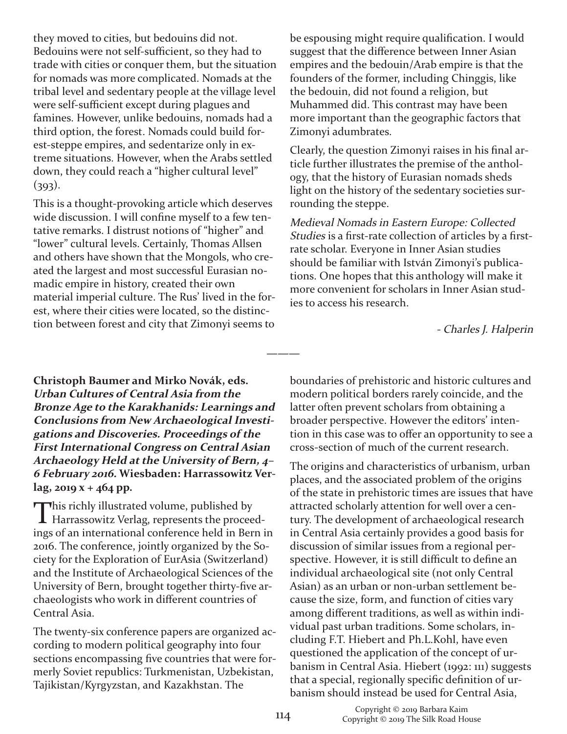they moved to cities, but bedouins did not. Bedouins were not self-sufficient, so they had to trade with cities or conquer them, but the situation for nomads was more complicated. Nomads at the tribal level and sedentary people at the village level were self-sufficient except during plagues and famines. However, unlike bedouins, nomads had a third option, the forest. Nomads could build forest-steppe empires, and sedentarize only in extreme situations. However, when the Arabs settled down, they could reach a "higher cultural level" (393).

This is a thought-provoking article which deserves wide discussion. I will confine myself to a few tentative remarks. I distrust notions of "higher" and "lower" cultural levels. Certainly, Thomas Allsen and others have shown that the Mongols, who created the largest and most successful Eurasian nomadic empire in history, created their own material imperial culture. The Rus' lived in the forest, where their cities were located, so the distinction between forest and city that Zimonyi seems to be espousing might require qualification. I would suggest that the difference between Inner Asian empires and the bedouin/Arab empire is that the founders of the former, including Chinggis, like the bedouin, did not found a religion, but Muhammed did. This contrast may have been more important than the geographic factors that Zimonyi adumbrates.

Clearly, the question Zimonyi raises in his final article further illustrates the premise of the anthology, that the history of Eurasian nomads sheds light on the history of the sedentary societies surrounding the steppe.

*Medieval Nomads in Eastern Europe: Collected Studies* is a first-rate collection of articles by a first-rate scholar. Everyone in Inner Asian studies should be familiar with István Zimonyi's publications. One hopes that this anthology will make it more convenient for scholars in Inner Asian studies to access his research.

- *Charles J. Halperin*

———

**Christoph Baumer and Mirko Novák, eds. *Urban Cultures of Central Asia from the Bronze Age to the Karakhanids: Learnings and Conclusions from New Archaeological Investigations and Discoveries. Proceedings of the First International Congress on Central Asian Archaeology Held at the University of Bern, 4–6 February 2016.* Wiesbaden: Harrassowitz Verlag, 2019 x + 464 pp.**

This richly illustrated volume, published by Harrassowitz Verlag, represents the proceedings of an international conference held in Bern in 2016. The conference, jointly organized by the Society for the Exploration of EurAsia (Switzerland) and the Institute of Archaeological Sciences of the University of Bern, brought together thirty-five archaeologists who work in different countries of Central Asia.

The twenty-six conference papers are organized according to modern political geography into four sections encompassing five countries that were formerly Soviet republics: Turkmenistan, Uzbekistan, Tajikistan/Kyrgyzstan, and Kazakhstan. The boundaries of prehistoric and historic cultures and modern political borders rarely coincide, and the latter often prevent scholars from obtaining a broader perspective. However the editors' intention in this case was to offer an opportunity to see a cross-section of much of the current research.

The origins and characteristics of urbanism, urban places, and the associated problem of the origins of the state in prehistoric times are issues that have attracted scholarly attention for well over a century. The development of archaeological research in Central Asia certainly provides a good basis for discussion of similar issues from a regional perspective. However, it is still difficult to define an individual archaeological site (not only Central Asian) as an urban or non-urban settlement because the size, form, and function of cities vary among different traditions, as well as within individual past urban traditions. Some scholars, including F.T. Hiebert and Ph.L.Kohl, have even questioned the application of the concept of urbanism in Central Asia. Hiebert (1992: 111) suggests that a special, regionally specific definition of urbanism should instead be used for Central Asia,

Copyright © 2019 Barbara Kaim
Copyright © 2019 The Silk Road House